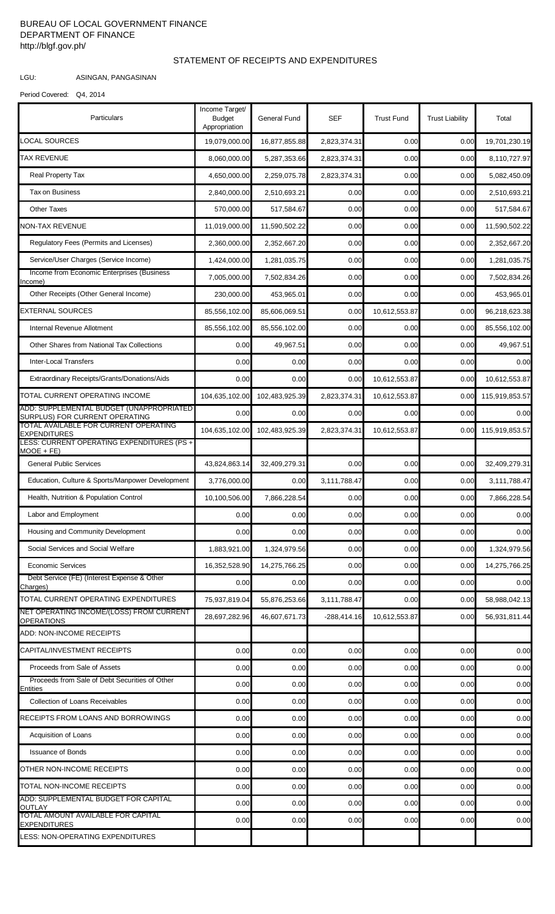BUREAU OF LOCAL GOVERNMENT FINANCE
DEPARTMENT OF FINANCE
http://blgf.gov.ph/

# STATEMENT OF RECEIPTS AND EXPENDITURES

LGU: ASINGAN, PANGASINAN

Period Covered: Q4, 2014

| Particulars | Income Target/ Budget Appropriation | General Fund | SEF | Trust Fund | Trust Liability | Total |
|---|---|---|---|---|---|---|
| LOCAL SOURCES | 19,079,000.00 | 16,877,855.88 | 2,823,374.31 | 0.00 | 0.00 | 19,701,230.19 |
| TAX REVENUE | 8,060,000.00 | 5,287,353.66 | 2,823,374.31 | 0.00 | 0.00 | 8,110,727.97 |
| Real Property Tax | 4,650,000.00 | 2,259,075.78 | 2,823,374.31 | 0.00 | 0.00 | 5,082,450.09 |
| Tax on Business | 2,840,000.00 | 2,510,693.21 | 0.00 | 0.00 | 0.00 | 2,510,693.21 |
| Other Taxes | 570,000.00 | 517,584.67 | 0.00 | 0.00 | 0.00 | 517,584.67 |
| NON-TAX REVENUE | 11,019,000.00 | 11,590,502.22 | 0.00 | 0.00 | 0.00 | 11,590,502.22 |
| Regulatory Fees (Permits and Licenses) | 2,360,000.00 | 2,352,667.20 | 0.00 | 0.00 | 0.00 | 2,352,667.20 |
| Service/User Charges (Service Income) | 1,424,000.00 | 1,281,035.75 | 0.00 | 0.00 | 0.00 | 1,281,035.75 |
| Income from Economic Enterprises (Business Income) | 7,005,000.00 | 7,502,834.26 | 0.00 | 0.00 | 0.00 | 7,502,834.26 |
| Other Receipts (Other General Income) | 230,000.00 | 453,965.01 | 0.00 | 0.00 | 0.00 | 453,965.01 |
| EXTERNAL SOURCES | 85,556,102.00 | 85,606,069.51 | 0.00 | 10,612,553.87 | 0.00 | 96,218,623.38 |
| Internal Revenue Allotment | 85,556,102.00 | 85,556,102.00 | 0.00 | 0.00 | 0.00 | 85,556,102.00 |
| Other Shares from National Tax Collections | 0.00 | 49,967.51 | 0.00 | 0.00 | 0.00 | 49,967.51 |
| Inter-Local Transfers | 0.00 | 0.00 | 0.00 | 0.00 | 0.00 | 0.00 |
| Extraordinary Receipts/Grants/Donations/Aids | 0.00 | 0.00 | 0.00 | 10,612,553.87 | 0.00 | 10,612,553.87 |
| TOTAL CURRENT OPERATING INCOME | 104,635,102.00 | 102,483,925.39 | 2,823,374.31 | 10,612,553.87 | 0.00 | 115,919,853.57 |
| ADD: SUPPLEMENTAL BUDGET (UNAPPROPRIATED SURPLUS) FOR CURRENT OPERATING | 0.00 | 0.00 | 0.00 | 0.00 | 0.00 | 0.00 |
| TOTAL AVAILABLE FOR CURRENT OPERATING EXPENDITURES | 104,635,102.00 | 102,483,925.39 | 2,823,374.31 | 10,612,553.87 | 0.00 | 115,919,853.57 |
| LESS: CURRENT OPERATING EXPENDITURES (PS + MOOE + FE) | | | | | | |
| General Public Services | 43,824,863.14 | 32,409,279.31 | 0.00 | 0.00 | 0.00 | 32,409,279.31 |
| Education, Culture & Sports/Manpower Development | 3,776,000.00 | 0.00 | 3,111,788.47 | 0.00 | 0.00 | 3,111,788.47 |
| Health, Nutrition & Population Control | 10,100,506.00 | 7,866,228.54 | 0.00 | 0.00 | 0.00 | 7,866,228.54 |
| Labor and Employment | 0.00 | 0.00 | 0.00 | 0.00 | 0.00 | 0.00 |
| Housing and Community Development | 0.00 | 0.00 | 0.00 | 0.00 | 0.00 | 0.00 |
| Social Services and Social Welfare | 1,883,921.00 | 1,324,979.56 | 0.00 | 0.00 | 0.00 | 1,324,979.56 |
| Economic Services | 16,352,528.90 | 14,275,766.25 | 0.00 | 0.00 | 0.00 | 14,275,766.25 |
| Debt Service (FE) (Interest Expense & Other Charges) | 0.00 | 0.00 | 0.00 | 0.00 | 0.00 | 0.00 |
| TOTAL CURRENT OPERATING EXPENDITURES | 75,937,819.04 | 55,876,253.66 | 3,111,788.47 | 0.00 | 0.00 | 58,988,042.13 |
| NET OPERATING INCOME/(LOSS) FROM CURRENT OPERATIONS | 28,697,282.96 | 46,607,671.73 | -288,414.16 | 10,612,553.87 | 0.00 | 56,931,811.44 |
| ADD: NON-INCOME RECEIPTS | | | | | | |
| CAPITAL/INVESTMENT RECEIPTS | 0.00 | 0.00 | 0.00 | 0.00 | 0.00 | 0.00 |
| Proceeds from Sale of Assets | 0.00 | 0.00 | 0.00 | 0.00 | 0.00 | 0.00 |
| Proceeds from Sale of Debt Securities of Other Entities | 0.00 | 0.00 | 0.00 | 0.00 | 0.00 | 0.00 |
| Collection of Loans Receivables | 0.00 | 0.00 | 0.00 | 0.00 | 0.00 | 0.00 |
| RECEIPTS FROM LOANS AND BORROWINGS | 0.00 | 0.00 | 0.00 | 0.00 | 0.00 | 0.00 |
| Acquisition of Loans | 0.00 | 0.00 | 0.00 | 0.00 | 0.00 | 0.00 |
| Issuance of Bonds | 0.00 | 0.00 | 0.00 | 0.00 | 0.00 | 0.00 |
| OTHER NON-INCOME RECEIPTS | 0.00 | 0.00 | 0.00 | 0.00 | 0.00 | 0.00 |
| TOTAL NON-INCOME RECEIPTS | 0.00 | 0.00 | 0.00 | 0.00 | 0.00 | 0.00 |
| ADD: SUPPLEMENTAL BUDGET FOR CAPITAL OUTLAY | 0.00 | 0.00 | 0.00 | 0.00 | 0.00 | 0.00 |
| TOTAL AMOUNT AVAILABLE FOR CAPITAL EXPENDITURES | 0.00 | 0.00 | 0.00 | 0.00 | 0.00 | 0.00 |
| LESS: NON-OPERATING EXPENDITURES | | | | | | |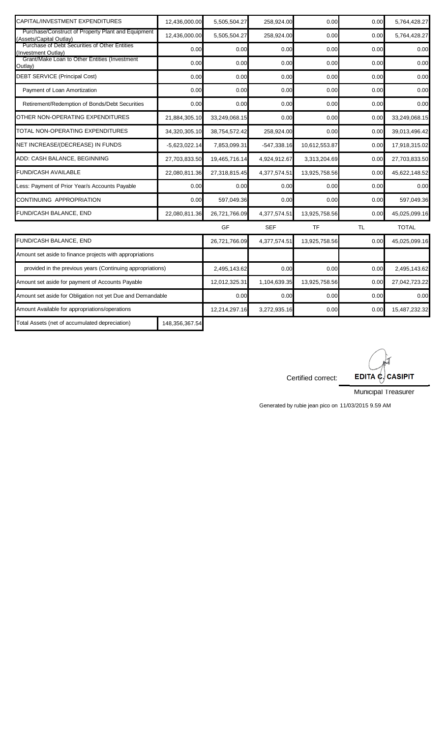| | | | | | | |
|---|---|---|---|---|---|---|
| CAPITAL/INVESTMENT EXPENDITURES | 12,436,000.00 | 5,505,504.27 | 258,924.00 | 0.00 | 0.00 | 5,764,428.27 |
| Purchase/Construct of Property Plant and Equipment (Assets/Capital Outlay) | 12,436,000.00 | 5,505,504.27 | 258,924.00 | 0.00 | 0.00 | 5,764,428.27 |
| Purchase of Debt Securities of Other Entities (Investment Outlay) | 0.00 | 0.00 | 0.00 | 0.00 | 0.00 | 0.00 |
| Grant/Make Loan to Other Entities (Investment Outlay) | 0.00 | 0.00 | 0.00 | 0.00 | 0.00 | 0.00 |
| DEBT SERVICE (Principal Cost) | 0.00 | 0.00 | 0.00 | 0.00 | 0.00 | 0.00 |
| Payment of Loan Amortization | 0.00 | 0.00 | 0.00 | 0.00 | 0.00 | 0.00 |
| Retirement/Redemption of Bonds/Debt Securities | 0.00 | 0.00 | 0.00 | 0.00 | 0.00 | 0.00 |
| OTHER NON-OPERATING EXPENDITURES | 21,884,305.10 | 33,249,068.15 | 0.00 | 0.00 | 0.00 | 33,249,068.15 |
| TOTAL NON-OPERATING EXPENDITURES | 34,320,305.10 | 38,754,572.42 | 258,924.00 | 0.00 | 0.00 | 39,013,496.42 |
| NET INCREASE/(DECREASE) IN FUNDS | -5,623,022.14 | 7,853,099.31 | -547,338.16 | 10,612,553.87 | 0.00 | 17,918,315.02 |
| ADD: CASH BALANCE, BEGINNING | 27,703,833.50 | 19,465,716.14 | 4,924,912.67 | 3,313,204.69 | 0.00 | 27,703,833.50 |
| FUND/CASH AVAILABLE | 22,080,811.36 | 27,318,815.45 | 4,377,574.51 | 13,925,758.56 | 0.00 | 45,622,148.52 |
| Less: Payment of Prior Year/s Accounts Payable | 0.00 | 0.00 | 0.00 | 0.00 | 0.00 | 0.00 |
| CONTINUING APPROPRIATION | 0.00 | 597,049.36 | 0.00 | 0.00 | 0.00 | 597,049.36 |
| FUND/CASH BALANCE, END | 22,080,811.36 | 26,721,766.09 | 4,377,574.51 | 13,925,758.56 | 0.00 | 45,025,099.16 |

| | | GF | SEF | TF | TL | TOTAL |
|---|---|---|---|---|---|---|
| FUND/CASH BALANCE, END | | 26,721,766.09 | 4,377,574.51 | 13,925,758.56 | 0.00 | 45,025,099.16 |
| Amount set aside to finance projects with appropriations | | | | | | |
| provided in the previous years (Continuing appropriations) | | 2,495,143.62 | 0.00 | 0.00 | 0.00 | 2,495,143.62 |
| Amount set aside for payment of Accounts Payable | | 12,012,325.31 | 1,104,639.35 | 13,925,758.56 | 0.00 | 27,042,723.22 |
| Amount set aside for Obligation not yet Due and Demandable | | 0.00 | 0.00 | 0.00 | 0.00 | 0.00 |
| Amount Available for appropriations/operations | | 12,214,297.16 | 3,272,935.16 | 0.00 | 0.00 | 15,487,232.32 |
| Total Assets (net of accumulated depreciation) | 148,356,367.54 | | | | | |

Certified correct: **EDITA C. CASIPIT**

Municipal Treasurer

Generated by rubie jean pico on 11/03/2015 9.59 AM